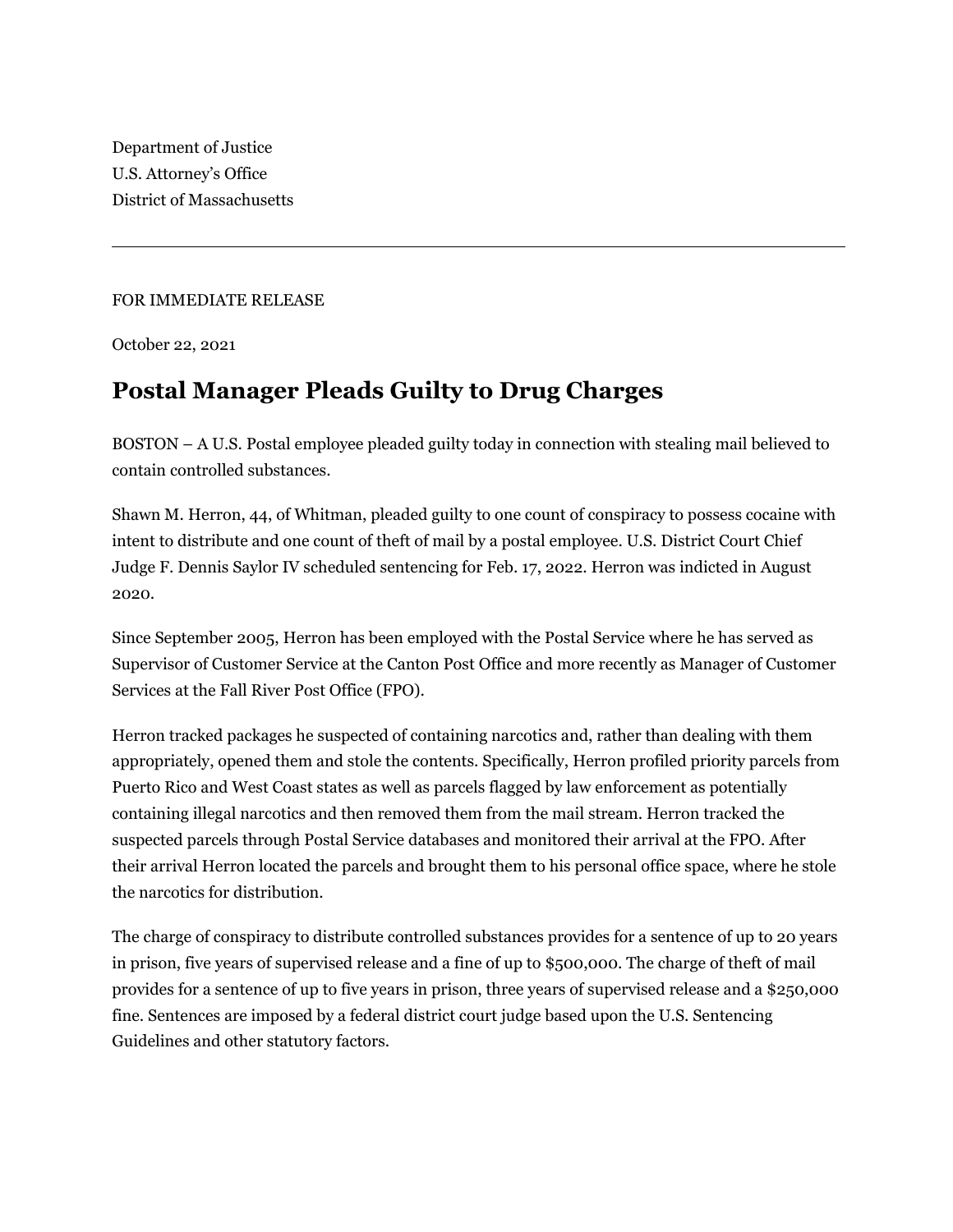Department of Justice
U.S. Attorney's Office
District of Massachusetts

---

FOR IMMEDIATE RELEASE

October 22, 2021

# Postal Manager Pleads Guilty to Drug Charges

BOSTON – A U.S. Postal employee pleaded guilty today in connection with stealing mail believed to contain controlled substances.

Shawn M. Herron, 44, of Whitman, pleaded guilty to one count of conspiracy to possess cocaine with intent to distribute and one count of theft of mail by a postal employee. U.S. District Court Chief Judge F. Dennis Saylor IV scheduled sentencing for Feb. 17, 2022. Herron was indicted in August 2020.

Since September 2005, Herron has been employed with the Postal Service where he has served as Supervisor of Customer Service at the Canton Post Office and more recently as Manager of Customer Services at the Fall River Post Office (FPO).

Herron tracked packages he suspected of containing narcotics and, rather than dealing with them appropriately, opened them and stole the contents. Specifically, Herron profiled priority parcels from Puerto Rico and West Coast states as well as parcels flagged by law enforcement as potentially containing illegal narcotics and then removed them from the mail stream. Herron tracked the suspected parcels through Postal Service databases and monitored their arrival at the FPO. After their arrival Herron located the parcels and brought them to his personal office space, where he stole the narcotics for distribution.

The charge of conspiracy to distribute controlled substances provides for a sentence of up to 20 years in prison, five years of supervised release and a fine of up to $500,000. The charge of theft of mail provides for a sentence of up to five years in prison, three years of supervised release and a $250,000 fine. Sentences are imposed by a federal district court judge based upon the U.S. Sentencing Guidelines and other statutory factors.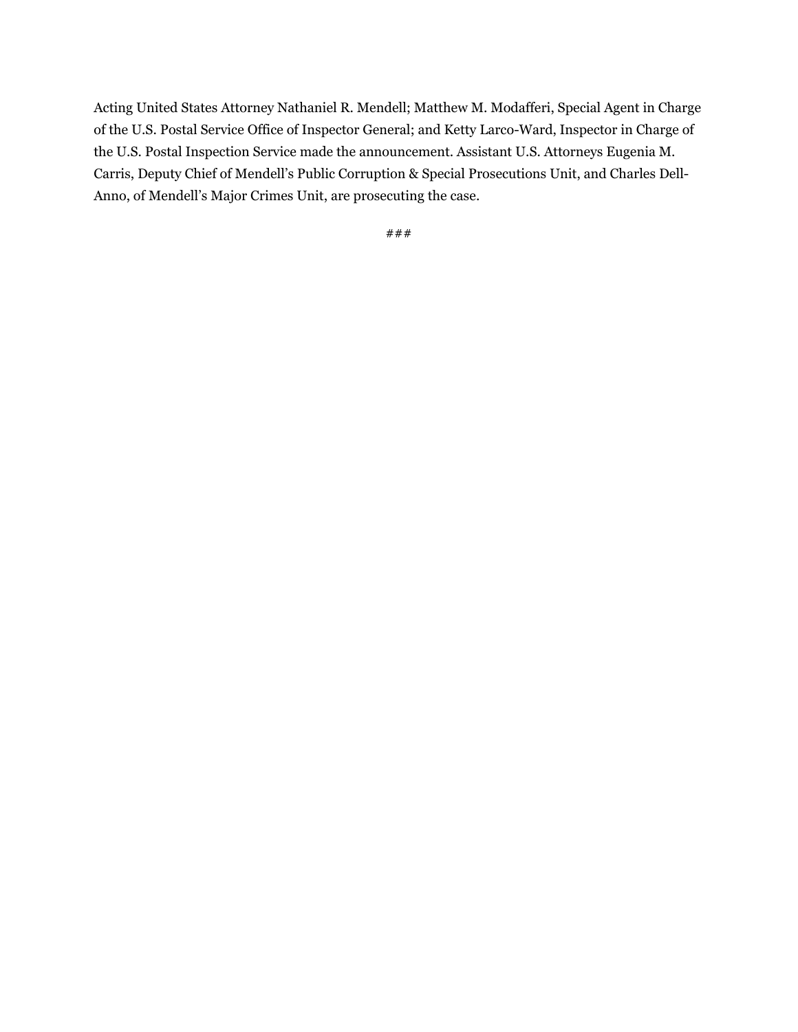Acting United States Attorney Nathaniel R. Mendell; Matthew M. Modafferi, Special Agent in Charge of the U.S. Postal Service Office of Inspector General; and Ketty Larco-Ward, Inspector in Charge of the U.S. Postal Inspection Service made the announcement. Assistant U.S. Attorneys Eugenia M. Carris, Deputy Chief of Mendell's Public Corruption & Special Prosecutions Unit, and Charles Dell-Anno, of Mendell's Major Crimes Unit, are prosecuting the case.

###